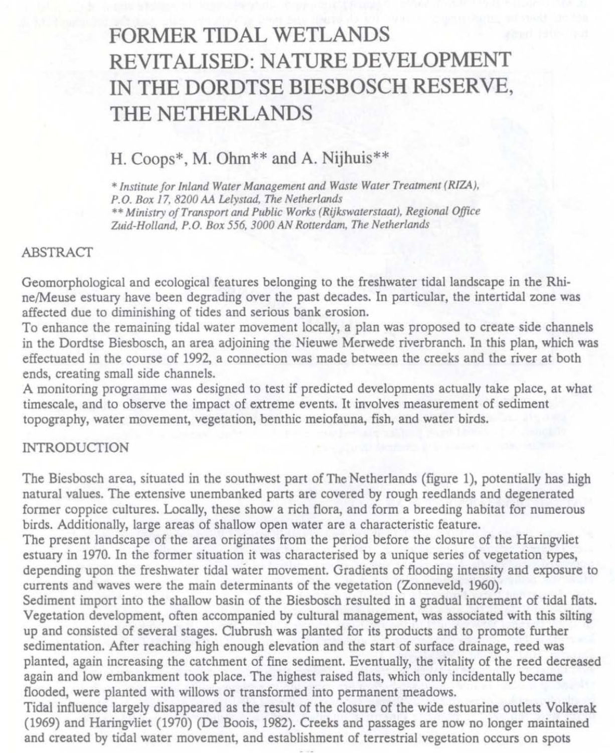# FORMER TIDAL WETLANDS REVITALISED: NATURE DEVELOPMENT IN THE DORDTSE BIESBOSCH RESERVE, THE NETHERLANDS

H. Coops*, M. Ohm** and A. Nijhuis**

*\* Institute for Inland Water Management and Waste Water Treatment (RIZA), P.O. Box 17, 8200 AA Lelystad, The Netherlands*
*\*\* Ministry of Transport and Public Works (Rijkswaterstaat), Regional Office Zuid-Holland, P.O. Box 556, 3000 AN Rotterdam, The Netherlands*

## ABSTRACT

Geomorphological and ecological features belonging to the freshwater tidal landscape in the Rhine/Meuse estuary have been degrading over the past decades. In particular, the intertidal zone was affected due to diminishing of tides and serious bank erosion.
To enhance the remaining tidal water movement locally, a plan was proposed to create side channels in the Dordtse Biesbosch, an area adjoining the Nieuwe Merwede riverbranch. In this plan, which was effectuated in the course of 1992, a connection was made between the creeks and the river at both ends, creating small side channels.
A monitoring programme was designed to test if predicted developments actually take place, at what timescale, and to observe the impact of extreme events. It involves measurement of sediment topography, water movement, vegetation, benthic meiofauna, fish, and water birds.

## INTRODUCTION

The Biesbosch area, situated in the southwest part of The Netherlands (figure 1), potentially has high natural values. The extensive unembanked parts are covered by rough reedlands and degenerated former coppice cultures. Locally, these show a rich flora, and form a breeding habitat for numerous birds. Additionally, large areas of shallow open water are a characteristic feature.
The present landscape of the area originates from the period before the closure of the Haringvliet estuary in 1970. In the former situation it was characterised by a unique series of vegetation types, depending upon the freshwater tidal water movement. Gradients of flooding intensity and exposure to currents and waves were the main determinants of the vegetation (Zonneveld, 1960).
Sediment import into the shallow basin of the Biesbosch resulted in a gradual increment of tidal flats. Vegetation development, often accompanied by cultural management, was associated with this silting up and consisted of several stages. Clubrush was planted for its products and to promote further sedimentation. After reaching high enough elevation and the start of surface drainage, reed was planted, again increasing the catchment of fine sediment. Eventually, the vitality of the reed decreased again and low embankment took place. The highest raised flats, which only incidentally became flooded, were planted with willows or transformed into permanent meadows.
Tidal influence largely disappeared as the result of the closure of the wide estuarine outlets Volkerak (1969) and Haringvliet (1970) (De Boois, 1982). Creeks and passages are now no longer maintained and created by tidal water movement, and establishment of terrestrial vegetation occurs on spots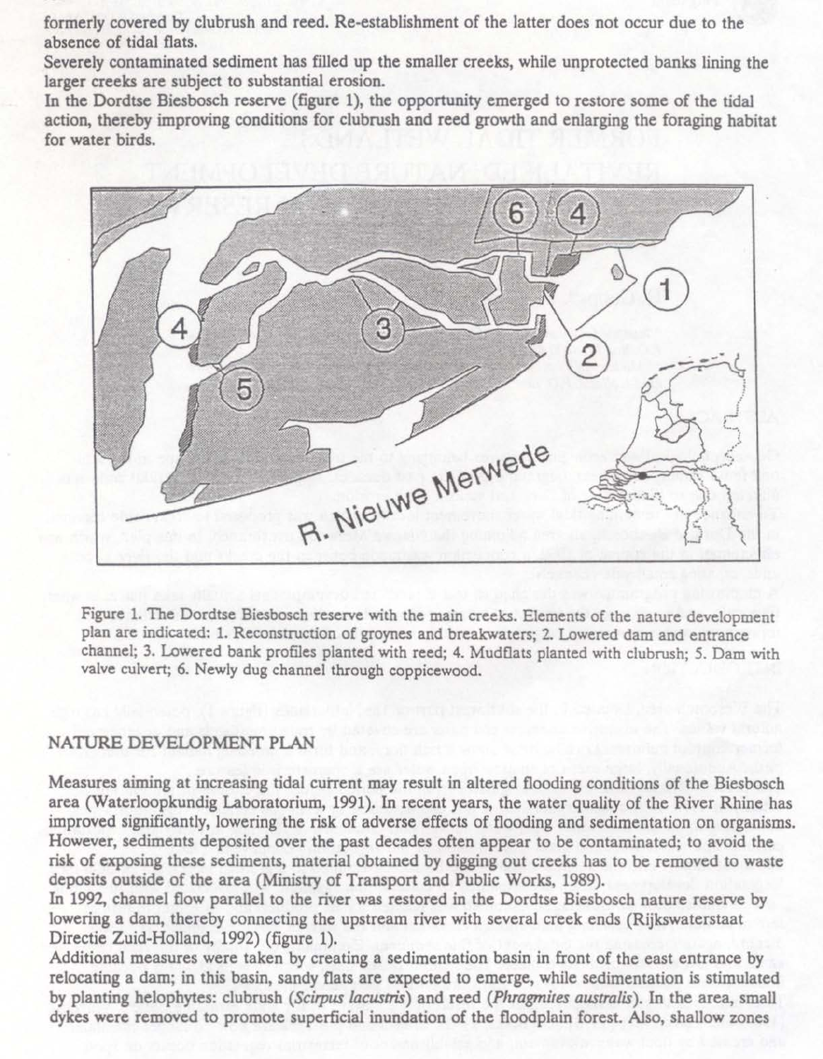formerly covered by clubrush and reed. Re-establishment of the latter does not occur due to the absence of tidal flats.
Severely contaminated sediment has filled up the smaller creeks, while unprotected banks lining the larger creeks are subject to substantial erosion.
In the Dordtse Biesbosch reserve (figure 1), the opportunity emerged to restore some of the tidal action, thereby improving conditions for clubrush and reed growth and enlarging the foraging habitat for water birds.

Figure 1. The Dordtse Biesbosch reserve with the main creeks. Elements of the nature development plan are indicated: 1. Reconstruction of groynes and breakwaters; 2. Lowered dam and entrance channel; 3. Lowered bank profiles planted with reed; 4. Mudflats planted with clubrush; 5. Dam with valve culvert; 6. Newly dug channel through coppicewood.

## NATURE DEVELOPMENT PLAN

Measures aiming at increasing tidal current may result in altered flooding conditions of the Biesbosch area (Waterloopkundig Laboratorium, 1991). In recent years, the water quality of the River Rhine has improved significantly, lowering the risk of adverse effects of flooding and sedimentation on organisms. However, sediments deposited over the past decades often appear to be contaminated; to avoid the risk of exposing these sediments, material obtained by digging out creeks has to be removed to waste deposits outside of the area (Ministry of Transport and Public Works, 1989).
In 1992, channel flow parallel to the river was restored in the Dordtse Biesbosch nature reserve by lowering a dam, thereby connecting the upstream river with several creek ends (Rijkswaterstaat Directie Zuid-Holland, 1992) (figure 1).
Additional measures were taken by creating a sedimentation basin in front of the east entrance by relocating a dam; in this basin, sandy flats are expected to emerge, while sedimentation is stimulated by planting helophytes: clubrush (*Scirpus lacustris*) and reed (*Phragmites australis*). In the area, small dykes were removed to promote superficial inundation of the floodplain forest. Also, shallow zones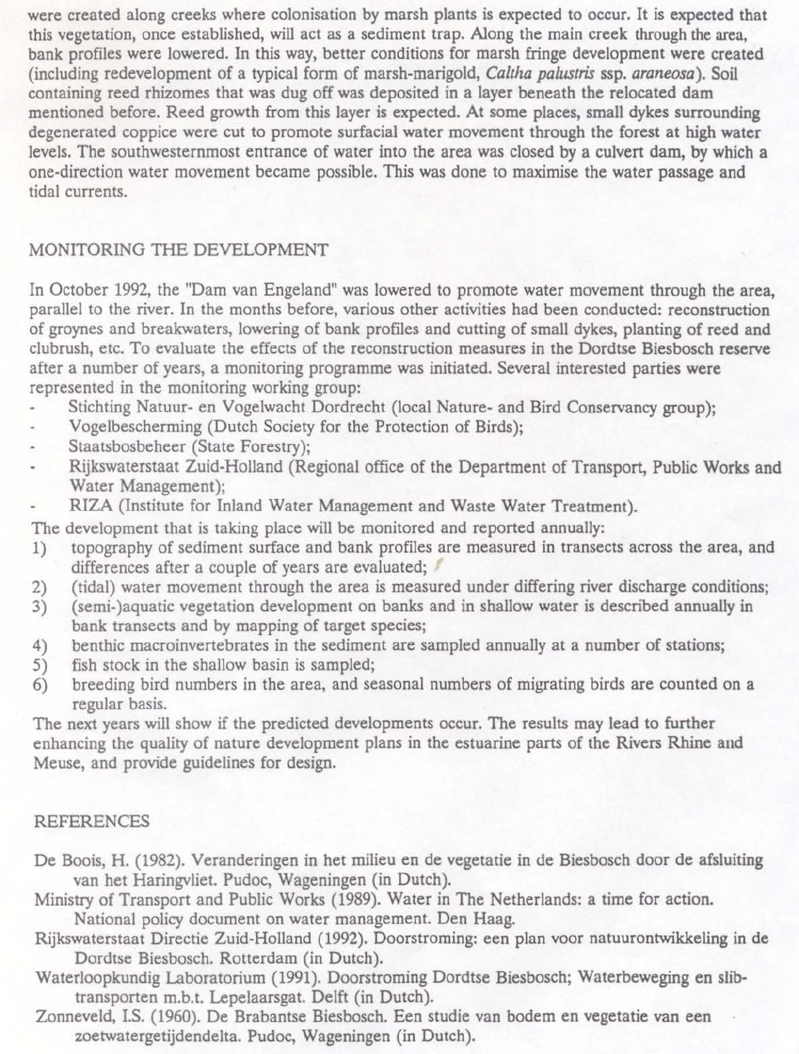were created along creeks where colonisation by marsh plants is expected to occur. It is expected that this vegetation, once established, will act as a sediment trap. Along the main creek through the area, bank profiles were lowered. In this way, better conditions for marsh fringe development were created (including redevelopment of a typical form of marsh-marigold, *Caltha palustris* ssp. *araneosa*). Soil containing reed rhizomes that was dug off was deposited in a layer beneath the relocated dam mentioned before. Reed growth from this layer is expected. At some places, small dykes surrounding degenerated coppice were cut to promote surfacial water movement through the forest at high water levels. The southwesternmost entrance of water into the area was closed by a culvert dam, by which a one-direction water movement became possible. This was done to maximise the water passage and tidal currents.

## MONITORING THE DEVELOPMENT

In October 1992, the "Dam van Engeland" was lowered to promote water movement through the area, parallel to the river. In the months before, various other activities had been conducted: reconstruction of groynes and breakwaters, lowering of bank profiles and cutting of small dykes, planting of reed and clubrush, etc. To evaluate the effects of the reconstruction measures in the Dordtse Biesbosch reserve after a number of years, a monitoring programme was initiated. Several interested parties were represented in the monitoring working group:

- Stichting Natuur- en Vogelwacht Dordrecht (local Nature- and Bird Conservancy group);
- Vogelbescherming (Dutch Society for the Protection of Birds);
- Staatsbosbeheer (State Forestry);
- Rijkswaterstaat Zuid-Holland (Regional office of the Department of Transport, Public Works and Water Management);
- RIZA (Institute for Inland Water Management and Waste Water Treatment).

The development that is taking place will be monitored and reported annually:

1) topography of sediment surface and bank profiles are measured in transects across the area, and differences after a couple of years are evaluated;
2) (tidal) water movement through the area is measured under differing river discharge conditions;
3) (semi-)aquatic vegetation development on banks and in shallow water is described annually in bank transects and by mapping of target species;
4) benthic macroinvertebrates in the sediment are sampled annually at a number of stations;
5) fish stock in the shallow basin is sampled;
6) breeding bird numbers in the area, and seasonal numbers of migrating birds are counted on a regular basis.

The next years will show if the predicted developments occur. The results may lead to further enhancing the quality of nature development plans in the estuarine parts of the Rivers Rhine and Meuse, and provide guidelines for design.

## REFERENCES

De Boois, H. (1982). Veranderingen in het milieu en de vegetatie in de Biesbosch door de afsluiting van het Haringvliet. Pudoc, Wageningen (in Dutch).

Ministry of Transport and Public Works (1989). Water in The Netherlands: a time for action. National policy document on water management. Den Haag.

Rijkswaterstaat Directie Zuid-Holland (1992). Doorstroming: een plan voor natuurontwikkeling in de Dordtse Biesbosch. Rotterdam (in Dutch).

Waterloopkundig Laboratorium (1991). Doorstroming Dordtse Biesbosch; Waterbeweging en slibtransporten m.b.t. Lepelaarsgat. Delft (in Dutch).

Zonneveld, I.S. (1960). De Brabantse Biesbosch. Een studie van bodem en vegetatie van een zoetwatergetijdendelta. Pudoc, Wageningen (in Dutch).